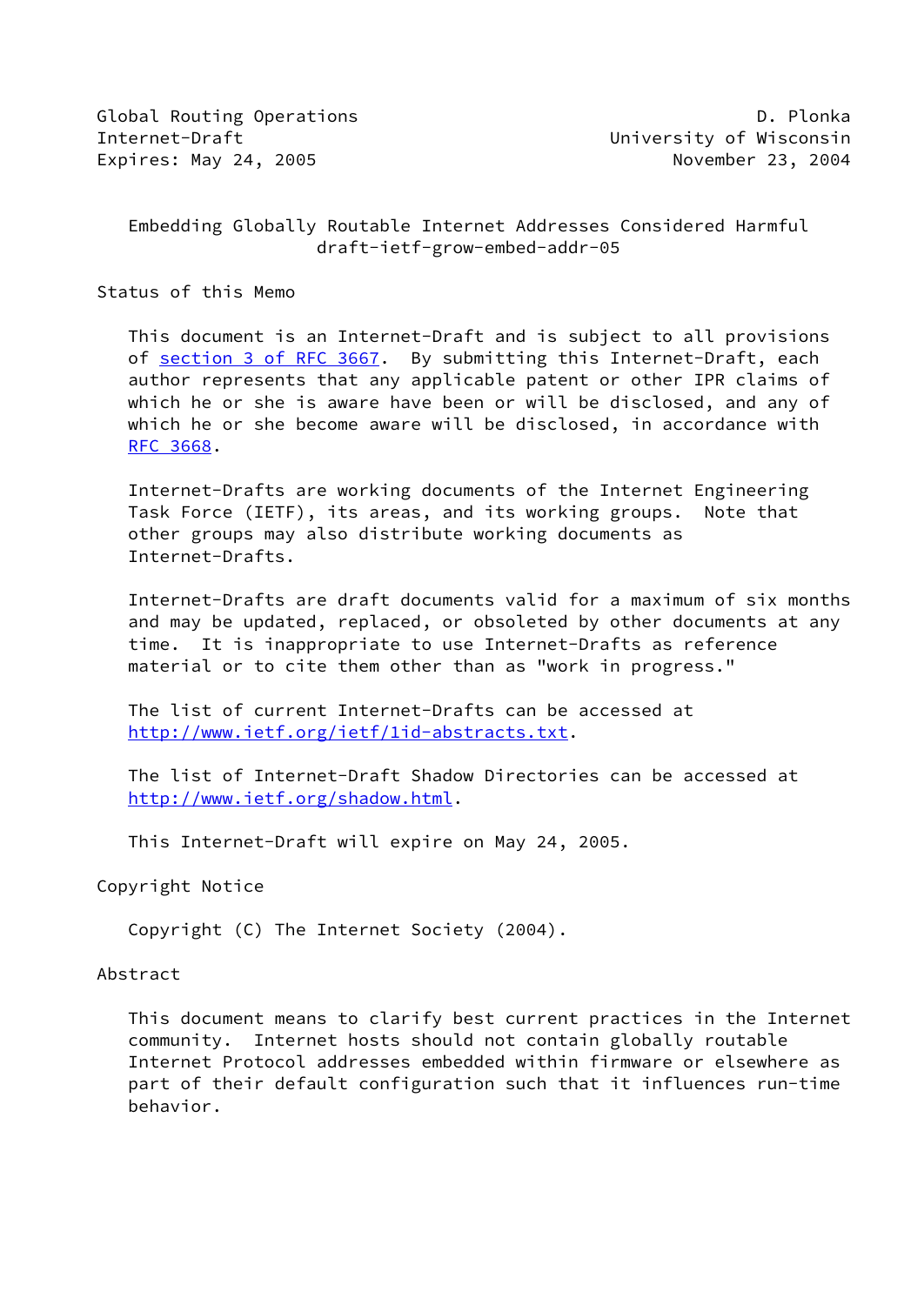Global Routing Operations D. Plonka
Internet-Draft University of Wisconsin
Expires: May 24, 2005 November 23, 2004

# Embedding Globally Routable Internet Addresses Considered Harmful
draft-ietf-grow-embed-addr-05

## Status of this Memo

This document is an Internet-Draft and is subject to all provisions of section 3 of RFC 3667. By submitting this Internet-Draft, each author represents that any applicable patent or other IPR claims of which he or she is aware have been or will be disclosed, and any of which he or she become aware will be disclosed, in accordance with RFC 3668.

Internet-Drafts are working documents of the Internet Engineering Task Force (IETF), its areas, and its working groups. Note that other groups may also distribute working documents as Internet-Drafts.

Internet-Drafts are draft documents valid for a maximum of six months and may be updated, replaced, or obsoleted by other documents at any time. It is inappropriate to use Internet-Drafts as reference material or to cite them other than as "work in progress."

The list of current Internet-Drafts can be accessed at http://www.ietf.org/ietf/1id-abstracts.txt.

The list of Internet-Draft Shadow Directories can be accessed at http://www.ietf.org/shadow.html.

This Internet-Draft will expire on May 24, 2005.

## Copyright Notice

Copyright (C) The Internet Society (2004).

## Abstract

This document means to clarify best current practices in the Internet community. Internet hosts should not contain globally routable Internet Protocol addresses embedded within firmware or elsewhere as part of their default configuration such that it influences run-time behavior.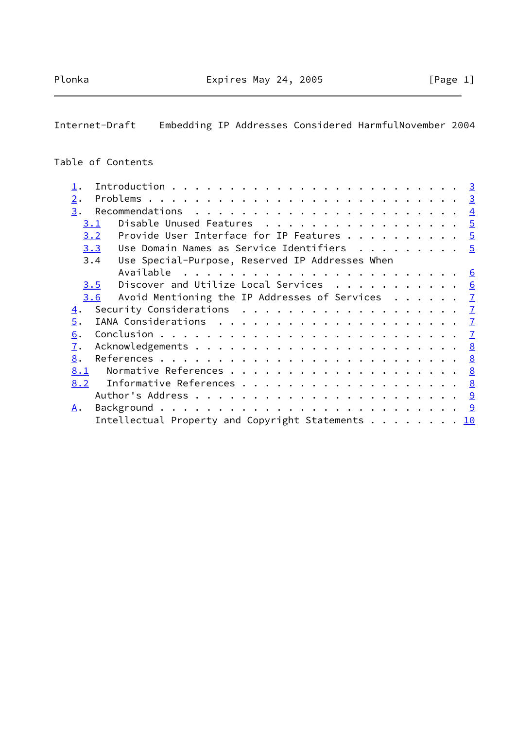Table of Contents

1. Introduction . . . . . . . . . . . . . . . . . . . . . . . . 3
2. Problems . . . . . . . . . . . . . . . . . . . . . . . . . . 3
3. Recommendations . . . . . . . . . . . . . . . . . . . . . . . 4
   3.1 Disable Unused Features . . . . . . . . . . . . . . . . . 5
   3.2 Provide User Interface for IP Features . . . . . . . . . . 5
   3.3 Use Domain Names as Service Identifiers . . . . . . . . . 5
   3.4 Use Special-Purpose, Reserved IP Addresses When Available . . . . . . . . . . . . . . . . . . . . . . . . 6
   3.5 Discover and Utilize Local Services . . . . . . . . . . . 6
   3.6 Avoid Mentioning the IP Addresses of Services . . . . . . 7
4. Security Considerations . . . . . . . . . . . . . . . . . . . 7
5. IANA Considerations . . . . . . . . . . . . . . . . . . . . . 7
6. Conclusion . . . . . . . . . . . . . . . . . . . . . . . . . 7
7. Acknowledgements . . . . . . . . . . . . . . . . . . . . . . 8
8. References . . . . . . . . . . . . . . . . . . . . . . . . . 8
   8.1 Normative References . . . . . . . . . . . . . . . . . . 8
   8.2 Informative References . . . . . . . . . . . . . . . . . 8
   Author's Address . . . . . . . . . . . . . . . . . . . . . . 9
A. Background . . . . . . . . . . . . . . . . . . . . . . . . . 9
   Intellectual Property and Copyright Statements . . . . . . . . 10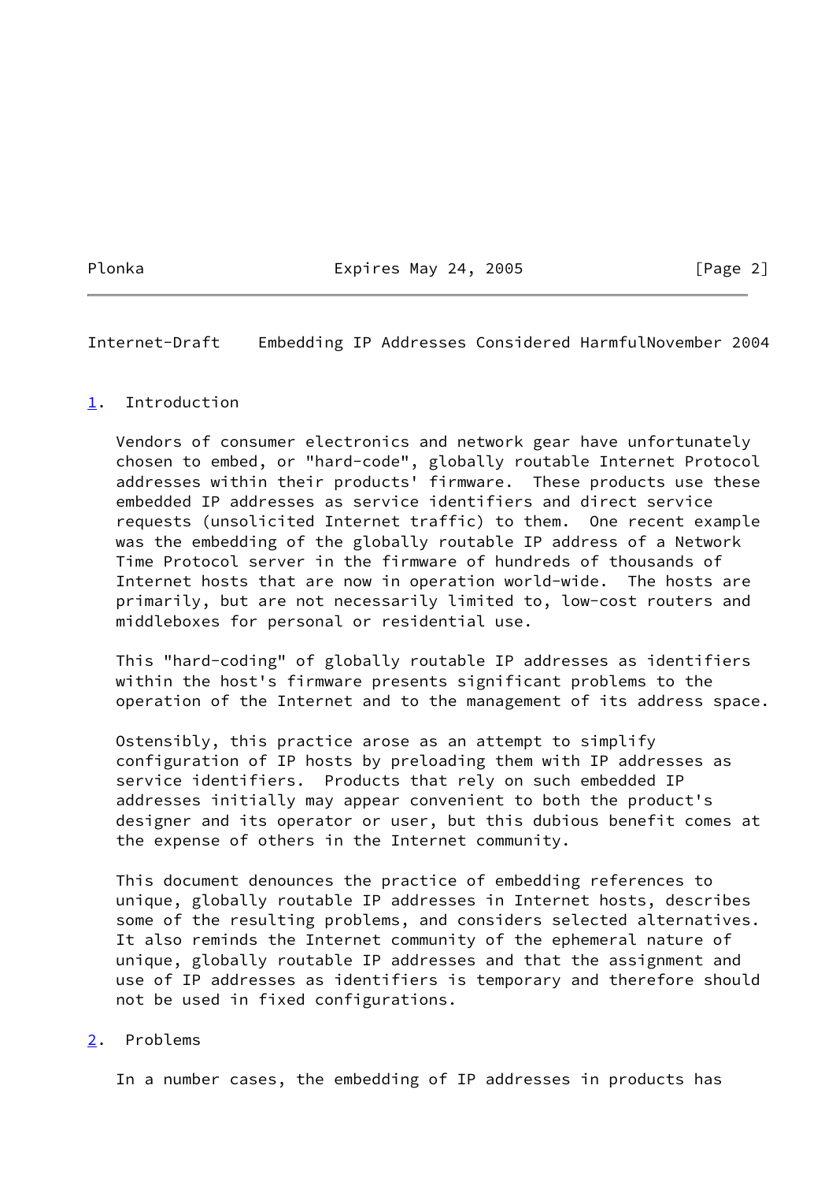## 1. Introduction

Vendors of consumer electronics and network gear have unfortunately chosen to embed, or "hard-code", globally routable Internet Protocol addresses within their products' firmware. These products use these embedded IP addresses as service identifiers and direct service requests (unsolicited Internet traffic) to them. One recent example was the embedding of the globally routable IP address of a Network Time Protocol server in the firmware of hundreds of thousands of Internet hosts that are now in operation world-wide. The hosts are primarily, but are not necessarily limited to, low-cost routers and middleboxes for personal or residential use.

This "hard-coding" of globally routable IP addresses as identifiers within the host's firmware presents significant problems to the operation of the Internet and to the management of its address space.

Ostensibly, this practice arose as an attempt to simplify configuration of IP hosts by preloading them with IP addresses as service identifiers. Products that rely on such embedded IP addresses initially may appear convenient to both the product's designer and its operator or user, but this dubious benefit comes at the expense of others in the Internet community.

This document denounces the practice of embedding references to unique, globally routable IP addresses in Internet hosts, describes some of the resulting problems, and considers selected alternatives. It also reminds the Internet community of the ephemeral nature of unique, globally routable IP addresses and that the assignment and use of IP addresses as identifiers is temporary and therefore should not be used in fixed configurations.

## 2. Problems

In a number cases, the embedding of IP addresses in products has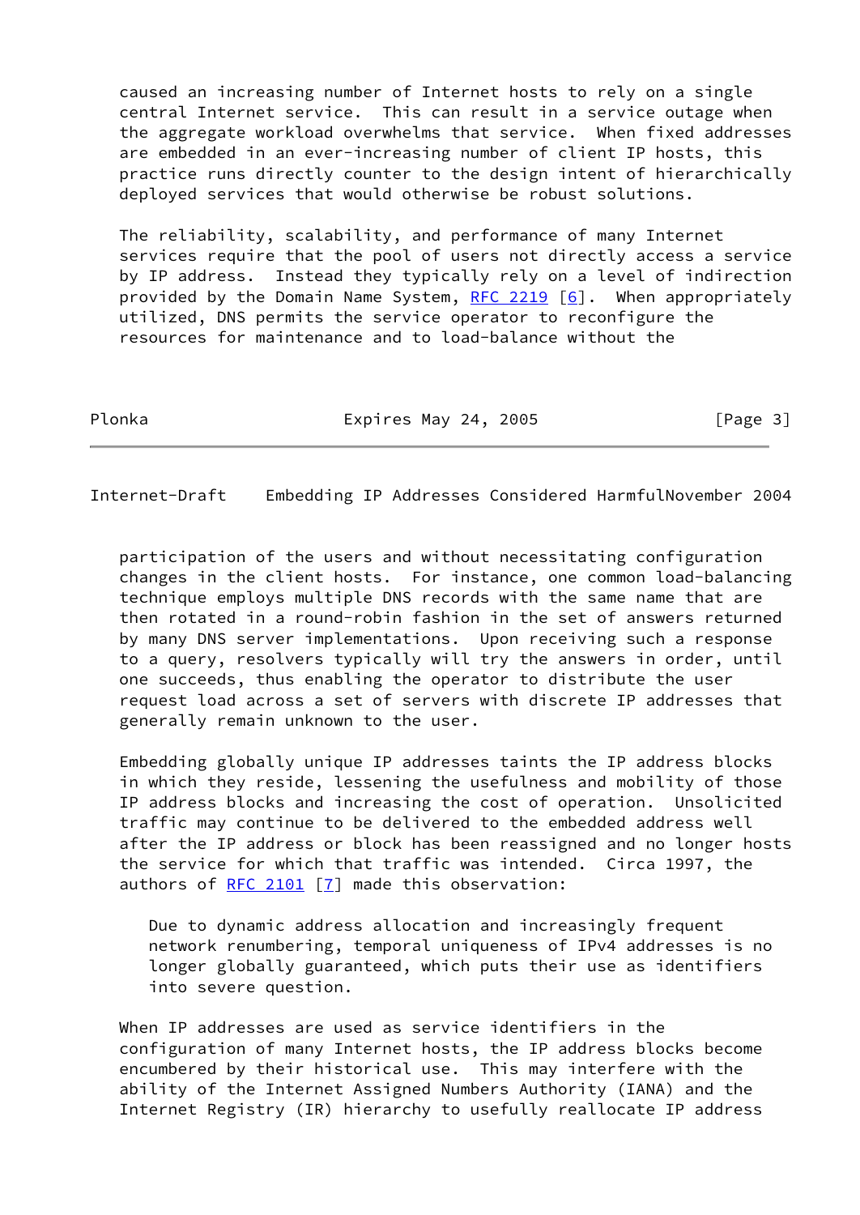caused an increasing number of Internet hosts to rely on a single central Internet service. This can result in a service outage when the aggregate workload overwhelms that service. When fixed addresses are embedded in an ever-increasing number of client IP hosts, this practice runs directly counter to the design intent of hierarchically deployed services that would otherwise be robust solutions.

The reliability, scalability, and performance of many Internet services require that the pool of users not directly access a service by IP address. Instead they typically rely on a level of indirection provided by the Domain Name System, RFC 2219 [6]. When appropriately utilized, DNS permits the service operator to reconfigure the resources for maintenance and to load-balance without the participation of the users and without necessitating configuration changes in the client hosts. For instance, one common load-balancing technique employs multiple DNS records with the same name that are then rotated in a round-robin fashion in the set of answers returned by many DNS server implementations. Upon receiving such a response to a query, resolvers typically will try the answers in order, until one succeeds, thus enabling the operator to distribute the user request load across a set of servers with discrete IP addresses that generally remain unknown to the user.

Embedding globally unique IP addresses taints the IP address blocks in which they reside, lessening the usefulness and mobility of those IP address blocks and increasing the cost of operation. Unsolicited traffic may continue to be delivered to the embedded address well after the IP address or block has been reassigned and no longer hosts the service for which that traffic was intended. Circa 1997, the authors of RFC 2101 [7] made this observation:

> Due to dynamic address allocation and increasingly frequent network renumbering, temporal uniqueness of IPv4 addresses is no longer globally guaranteed, which puts their use as identifiers into severe question.

When IP addresses are used as service identifiers in the configuration of many Internet hosts, the IP address blocks become encumbered by their historical use. This may interfere with the ability of the Internet Assigned Numbers Authority (IANA) and the Internet Registry (IR) hierarchy to usefully reallocate IP address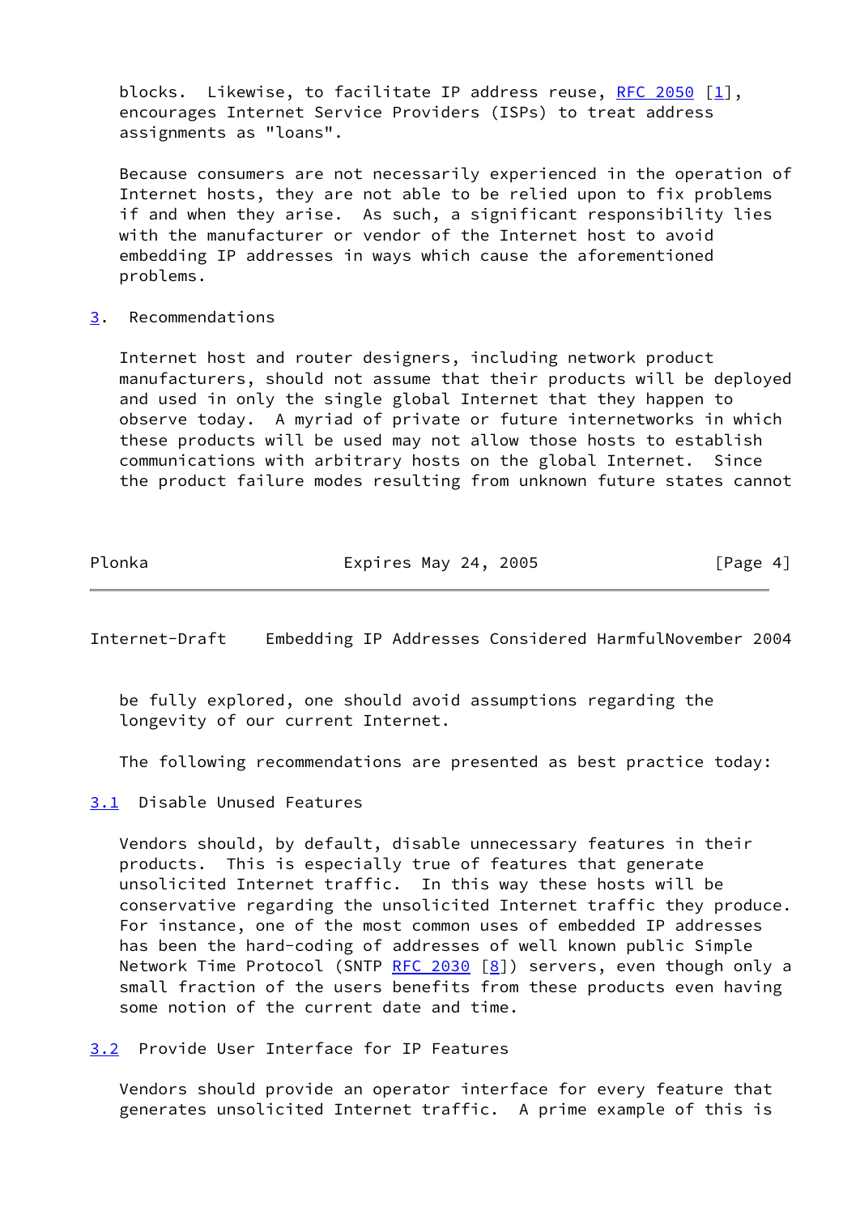blocks. Likewise, to facilitate IP address reuse, RFC 2050 [1], encourages Internet Service Providers (ISPs) to treat address assignments as "loans".

Because consumers are not necessarily experienced in the operation of Internet hosts, they are not able to be relied upon to fix problems if and when they arise. As such, a significant responsibility lies with the manufacturer or vendor of the Internet host to avoid embedding IP addresses in ways which cause the aforementioned problems.

## 3. Recommendations

Internet host and router designers, including network product manufacturers, should not assume that their products will be deployed and used in only the single global Internet that they happen to observe today. A myriad of private or future internetworks in which these products will be used may not allow those hosts to establish communications with arbitrary hosts on the global Internet. Since the product failure modes resulting from unknown future states cannot be fully explored, one should avoid assumptions regarding the longevity of our current Internet.

The following recommendations are presented as best practice today:

### 3.1 Disable Unused Features

Vendors should, by default, disable unnecessary features in their products. This is especially true of features that generate unsolicited Internet traffic. In this way these hosts will be conservative regarding the unsolicited Internet traffic they produce. For instance, one of the most common uses of embedded IP addresses has been the hard-coding of addresses of well known public Simple Network Time Protocol (SNTP RFC 2030 [8]) servers, even though only a small fraction of the users benefits from these products even having some notion of the current date and time.

### 3.2 Provide User Interface for IP Features

Vendors should provide an operator interface for every feature that generates unsolicited Internet traffic. A prime example of this is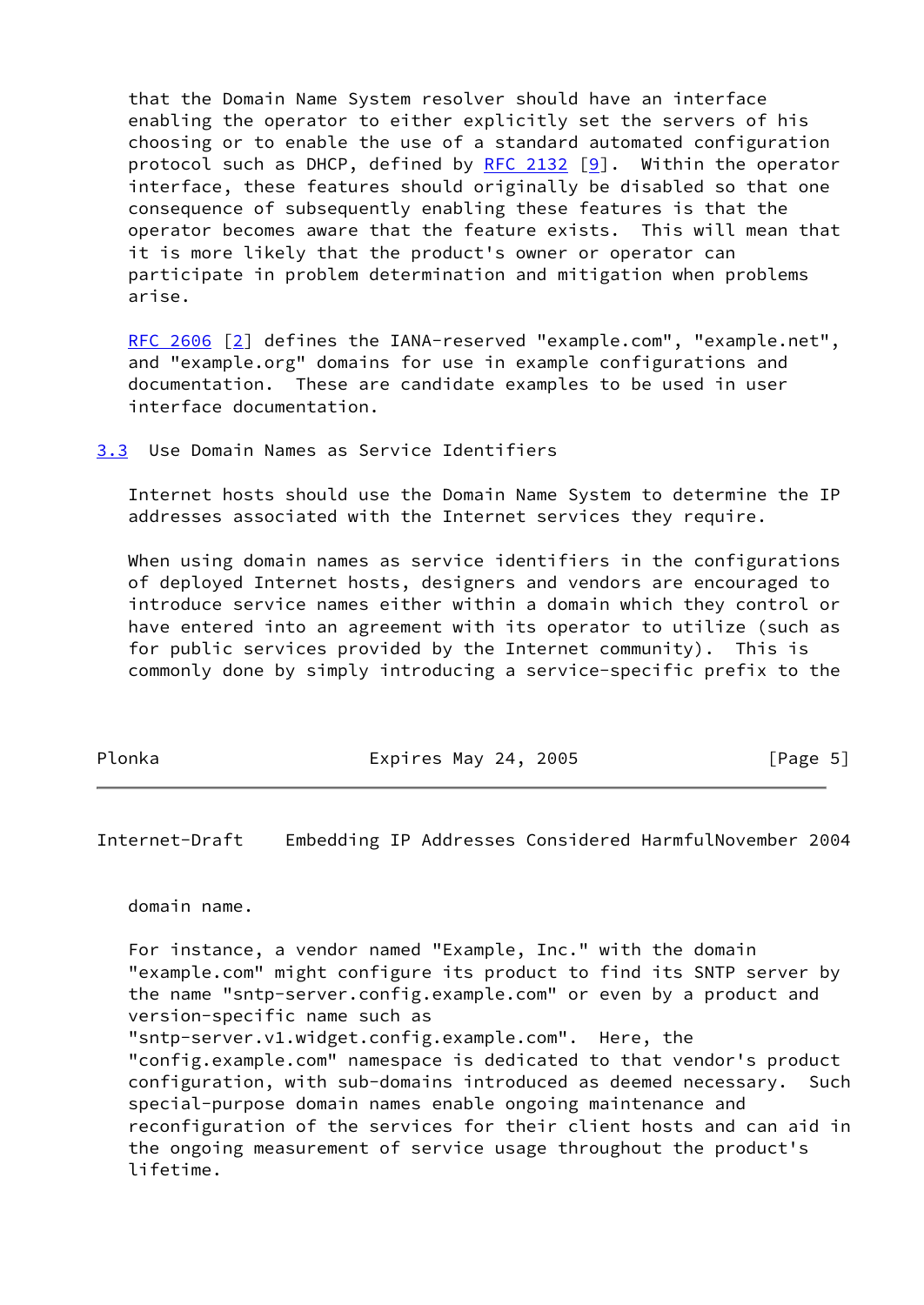that the Domain Name System resolver should have an interface enabling the operator to either explicitly set the servers of his choosing or to enable the use of a standard automated configuration protocol such as DHCP, defined by RFC 2132 [9]. Within the operator interface, these features should originally be disabled so that one consequence of subsequently enabling these features is that the operator becomes aware that the feature exists. This will mean that it is more likely that the product's owner or operator can participate in problem determination and mitigation when problems arise.

RFC 2606 [2] defines the IANA-reserved "example.com", "example.net", and "example.org" domains for use in example configurations and documentation. These are candidate examples to be used in user interface documentation.

### 3.3 Use Domain Names as Service Identifiers

Internet hosts should use the Domain Name System to determine the IP addresses associated with the Internet services they require.

When using domain names as service identifiers in the configurations of deployed Internet hosts, designers and vendors are encouraged to introduce service names either within a domain which they control or have entered into an agreement with its operator to utilize (such as for public services provided by the Internet community). This is commonly done by simply introducing a service-specific prefix to the domain name.

For instance, a vendor named "Example, Inc." with the domain "example.com" might configure its product to find its SNTP server by the name "sntp-server.config.example.com" or even by a product and version-specific name such as "sntp-server.v1.widget.config.example.com". Here, the "config.example.com" namespace is dedicated to that vendor's product configuration, with sub-domains introduced as deemed necessary. Such special-purpose domain names enable ongoing maintenance and reconfiguration of the services for their client hosts and can aid in the ongoing measurement of service usage throughout the product's lifetime.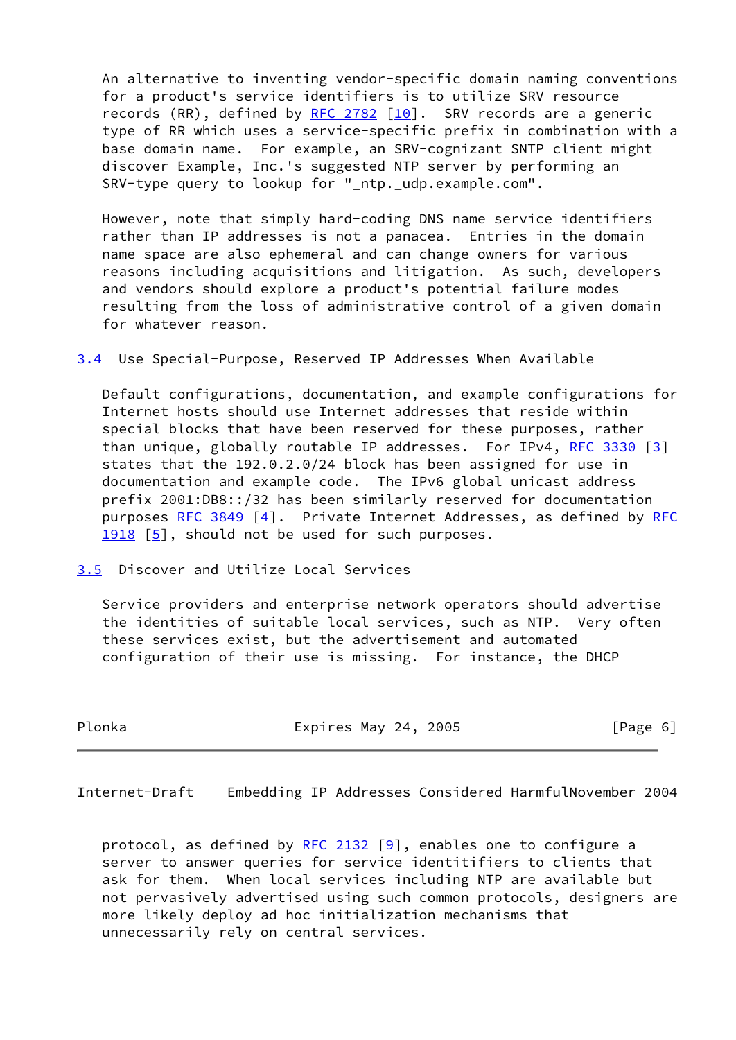An alternative to inventing vendor-specific domain naming conventions for a product's service identifiers is to utilize SRV resource records (RR), defined by RFC 2782 [10]. SRV records are a generic type of RR which uses a service-specific prefix in combination with a base domain name. For example, an SRV-cognizant SNTP client might discover Example, Inc.'s suggested NTP server by performing an SRV-type query to lookup for "_ntp._udp.example.com".

However, note that simply hard-coding DNS name service identifiers rather than IP addresses is not a panacea. Entries in the domain name space are also ephemeral and can change owners for various reasons including acquisitions and litigation. As such, developers and vendors should explore a product's potential failure modes resulting from the loss of administrative control of a given domain for whatever reason.

## 3.4 Use Special-Purpose, Reserved IP Addresses When Available

Default configurations, documentation, and example configurations for Internet hosts should use Internet addresses that reside within special blocks that have been reserved for these purposes, rather than unique, globally routable IP addresses. For IPv4, RFC 3330 [3] states that the 192.0.2.0/24 block has been assigned for use in documentation and example code. The IPv6 global unicast address prefix 2001:DB8::/32 has been similarly reserved for documentation purposes RFC 3849 [4]. Private Internet Addresses, as defined by RFC 1918 [5], should not be used for such purposes.

## 3.5 Discover and Utilize Local Services

Service providers and enterprise network operators should advertise the identities of suitable local services, such as NTP. Very often these services exist, but the advertisement and automated configuration of their use is missing. For instance, the DHCP protocol, as defined by RFC 2132 [9], enables one to configure a server to answer queries for service identitifiers to clients that ask for them. When local services including NTP are available but not pervasively advertised using such common protocols, designers are more likely deploy ad hoc initialization mechanisms that unnecessarily rely on central services.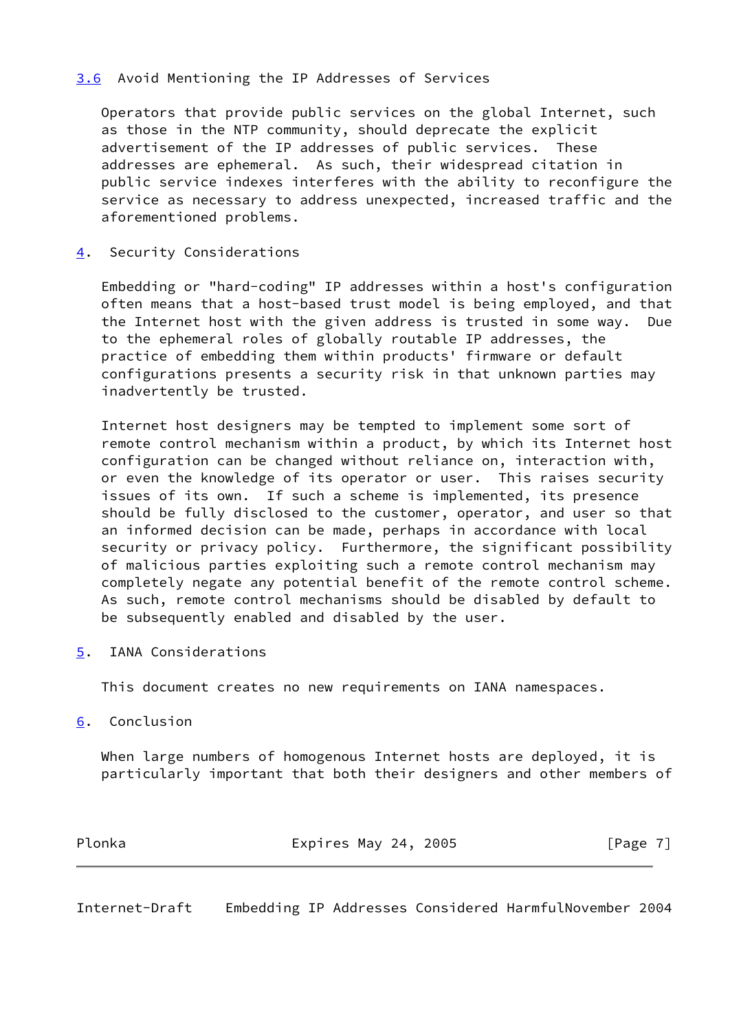### 3.6 Avoid Mentioning the IP Addresses of Services

Operators that provide public services on the global Internet, such as those in the NTP community, should deprecate the explicit advertisement of the IP addresses of public services. These addresses are ephemeral. As such, their widespread citation in public service indexes interferes with the ability to reconfigure the service as necessary to address unexpected, increased traffic and the aforementioned problems.

## 4. Security Considerations

Embedding or "hard-coding" IP addresses within a host's configuration often means that a host-based trust model is being employed, and that the Internet host with the given address is trusted in some way. Due to the ephemeral roles of globally routable IP addresses, the practice of embedding them within products' firmware or default configurations presents a security risk in that unknown parties may inadvertently be trusted.

Internet host designers may be tempted to implement some sort of remote control mechanism within a product, by which its Internet host configuration can be changed without reliance on, interaction with, or even the knowledge of its operator or user. This raises security issues of its own. If such a scheme is implemented, its presence should be fully disclosed to the customer, operator, and user so that an informed decision can be made, perhaps in accordance with local security or privacy policy. Furthermore, the significant possibility of malicious parties exploiting such a remote control mechanism may completely negate any potential benefit of the remote control scheme. As such, remote control mechanisms should be disabled by default to be subsequently enabled and disabled by the user.

## 5. IANA Considerations

This document creates no new requirements on IANA namespaces.

## 6. Conclusion

When large numbers of homogenous Internet hosts are deployed, it is particularly important that both their designers and other members of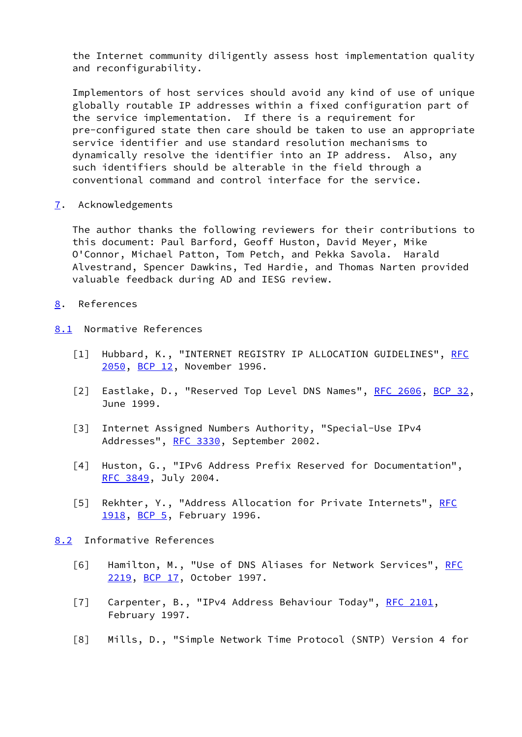the Internet community diligently assess host implementation quality and reconfigurability.

Implementors of host services should avoid any kind of use of unique globally routable IP addresses within a fixed configuration part of the service implementation. If there is a requirement for pre-configured state then care should be taken to use an appropriate service identifier and use standard resolution mechanisms to dynamically resolve the identifier into an IP address. Also, any such identifiers should be alterable in the field through a conventional command and control interface for the service.

## 7. Acknowledgements

The author thanks the following reviewers for their contributions to this document: Paul Barford, Geoff Huston, David Meyer, Mike O'Connor, Michael Patton, Tom Petch, and Pekka Savola. Harald Alvestrand, Spencer Dawkins, Ted Hardie, and Thomas Narten provided valuable feedback during AD and IESG review.

## 8. References

### 8.1 Normative References

[1] Hubbard, K., "INTERNET REGISTRY IP ALLOCATION GUIDELINES", RFC 2050, BCP 12, November 1996.

[2] Eastlake, D., "Reserved Top Level DNS Names", RFC 2606, BCP 32, June 1999.

[3] Internet Assigned Numbers Authority, "Special-Use IPv4 Addresses", RFC 3330, September 2002.

[4] Huston, G., "IPv6 Address Prefix Reserved for Documentation", RFC 3849, July 2004.

[5] Rekhter, Y., "Address Allocation for Private Internets", RFC 1918, BCP 5, February 1996.

### 8.2 Informative References

[6] Hamilton, M., "Use of DNS Aliases for Network Services", RFC 2219, BCP 17, October 1997.

[7] Carpenter, B., "IPv4 Address Behaviour Today", RFC 2101, February 1997.

[8] Mills, D., "Simple Network Time Protocol (SNTP) Version 4 for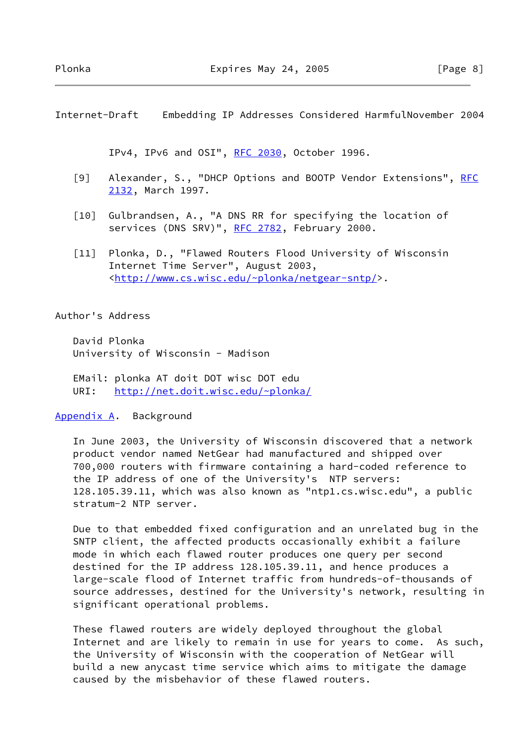IPv4, IPv6 and OSI", RFC 2030, October 1996.

[9] Alexander, S., "DHCP Options and BOOTP Vendor Extensions", RFC 2132, March 1997.

[10] Gulbrandsen, A., "A DNS RR for specifying the location of services (DNS SRV)", RFC 2782, February 2000.

[11] Plonka, D., "Flawed Routers Flood University of Wisconsin Internet Time Server", August 2003, <http://www.cs.wisc.edu/~plonka/netgear-sntp/>.

## Author's Address

David Plonka
University of Wisconsin - Madison

EMail: plonka AT doit DOT wisc DOT edu
URI: http://net.doit.wisc.edu/~plonka/

## Appendix A. Background

In June 2003, the University of Wisconsin discovered that a network product vendor named NetGear had manufactured and shipped over 700,000 routers with firmware containing a hard-coded reference to the IP address of one of the University's NTP servers: 128.105.39.11, which was also known as "ntp1.cs.wisc.edu", a public stratum-2 NTP server.

Due to that embedded fixed configuration and an unrelated bug in the SNTP client, the affected products occasionally exhibit a failure mode in which each flawed router produces one query per second destined for the IP address 128.105.39.11, and hence produces a large-scale flood of Internet traffic from hundreds-of-thousands of source addresses, destined for the University's network, resulting in significant operational problems.

These flawed routers are widely deployed throughout the global Internet and are likely to remain in use for years to come. As such, the University of Wisconsin with the cooperation of NetGear will build a new anycast time service which aims to mitigate the damage caused by the misbehavior of these flawed routers.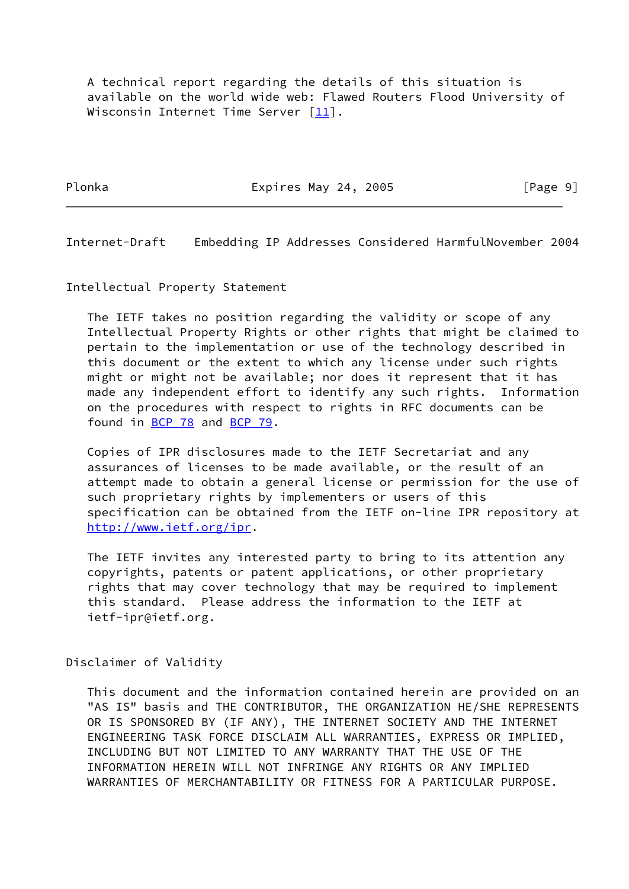A technical report regarding the details of this situation is available on the world wide web: Flawed Routers Flood University of Wisconsin Internet Time Server [11].

## Intellectual Property Statement

The IETF takes no position regarding the validity or scope of any Intellectual Property Rights or other rights that might be claimed to pertain to the implementation or use of the technology described in this document or the extent to which any license under such rights might or might not be available; nor does it represent that it has made any independent effort to identify any such rights. Information on the procedures with respect to rights in RFC documents can be found in BCP 78 and BCP 79.

Copies of IPR disclosures made to the IETF Secretariat and any assurances of licenses to be made available, or the result of an attempt made to obtain a general license or permission for the use of such proprietary rights by implementers or users of this specification can be obtained from the IETF on-line IPR repository at http://www.ietf.org/ipr.

The IETF invites any interested party to bring to its attention any copyrights, patents or patent applications, or other proprietary rights that may cover technology that may be required to implement this standard. Please address the information to the IETF at ietf-ipr@ietf.org.

## Disclaimer of Validity

This document and the information contained herein are provided on an "AS IS" basis and THE CONTRIBUTOR, THE ORGANIZATION HE/SHE REPRESENTS OR IS SPONSORED BY (IF ANY), THE INTERNET SOCIETY AND THE INTERNET ENGINEERING TASK FORCE DISCLAIM ALL WARRANTIES, EXPRESS OR IMPLIED, INCLUDING BUT NOT LIMITED TO ANY WARRANTY THAT THE USE OF THE INFORMATION HEREIN WILL NOT INFRINGE ANY RIGHTS OR ANY IMPLIED WARRANTIES OF MERCHANTABILITY OR FITNESS FOR A PARTICULAR PURPOSE.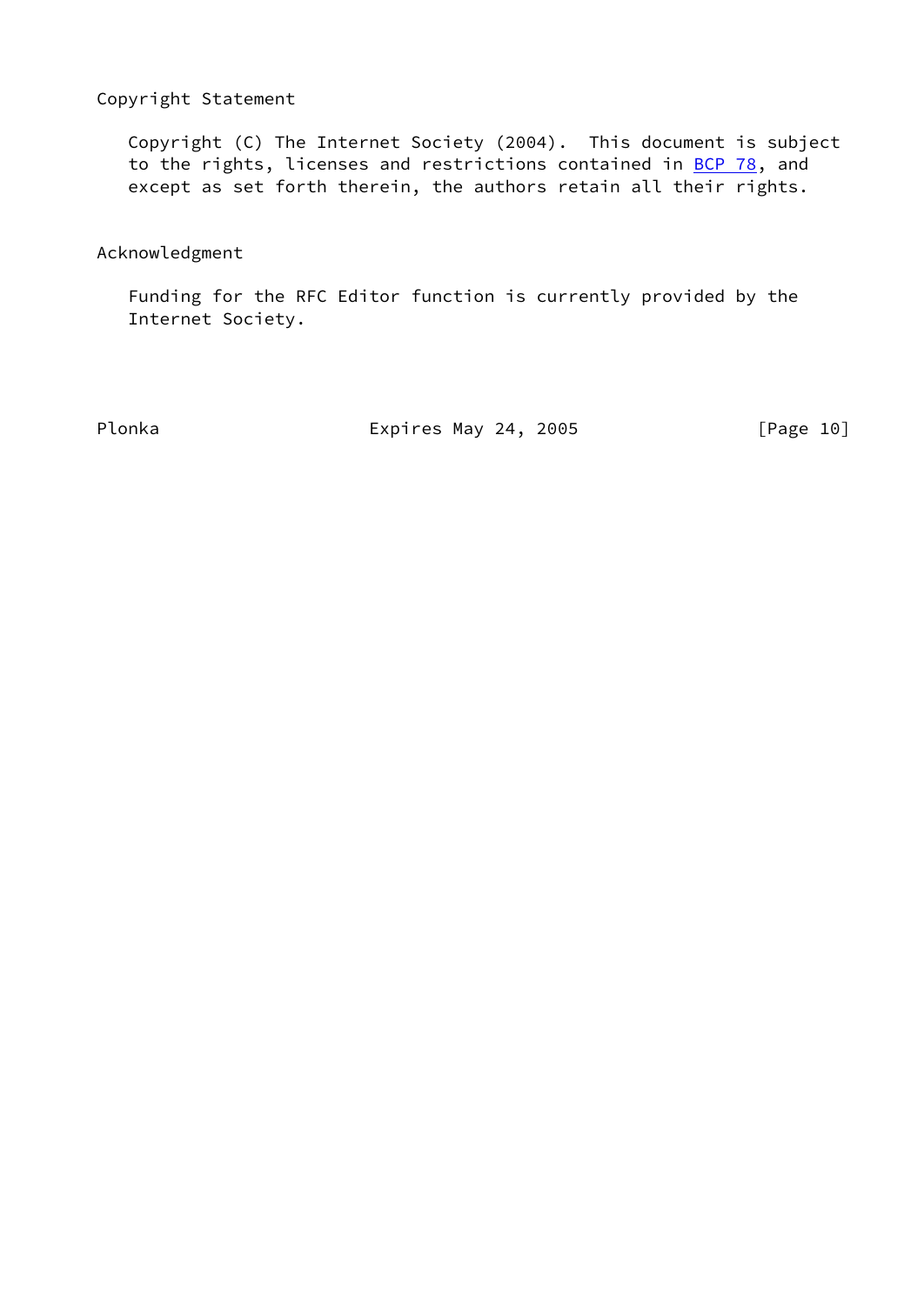## Copyright Statement

Copyright (C) The Internet Society (2004). This document is subject to the rights, licenses and restrictions contained in BCP 78, and except as set forth therein, the authors retain all their rights.

## Acknowledgment

Funding for the RFC Editor function is currently provided by the Internet Society.